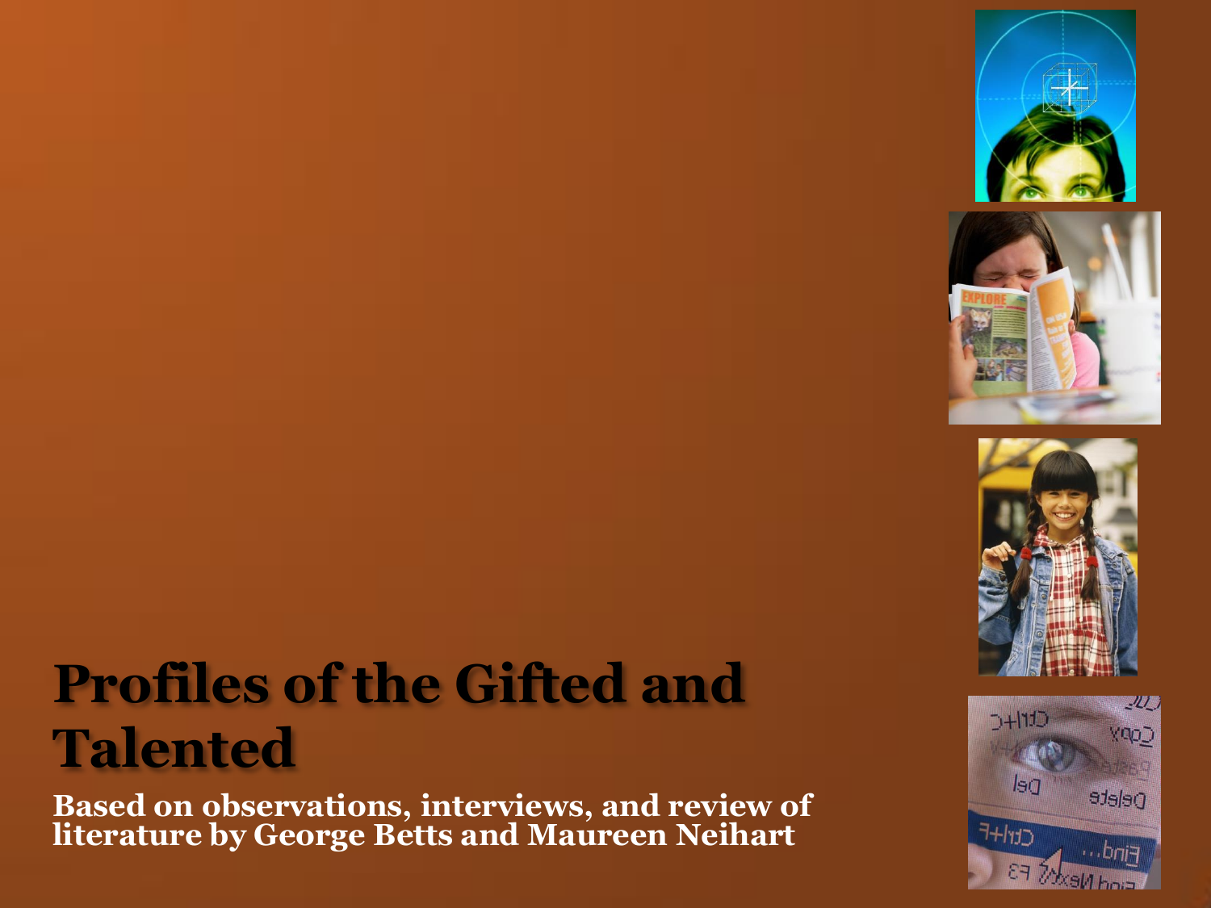# Profiles of the Gifted and Talented

**Based on observations, interviews, and review of literature by George Betts and Maureen Neihart**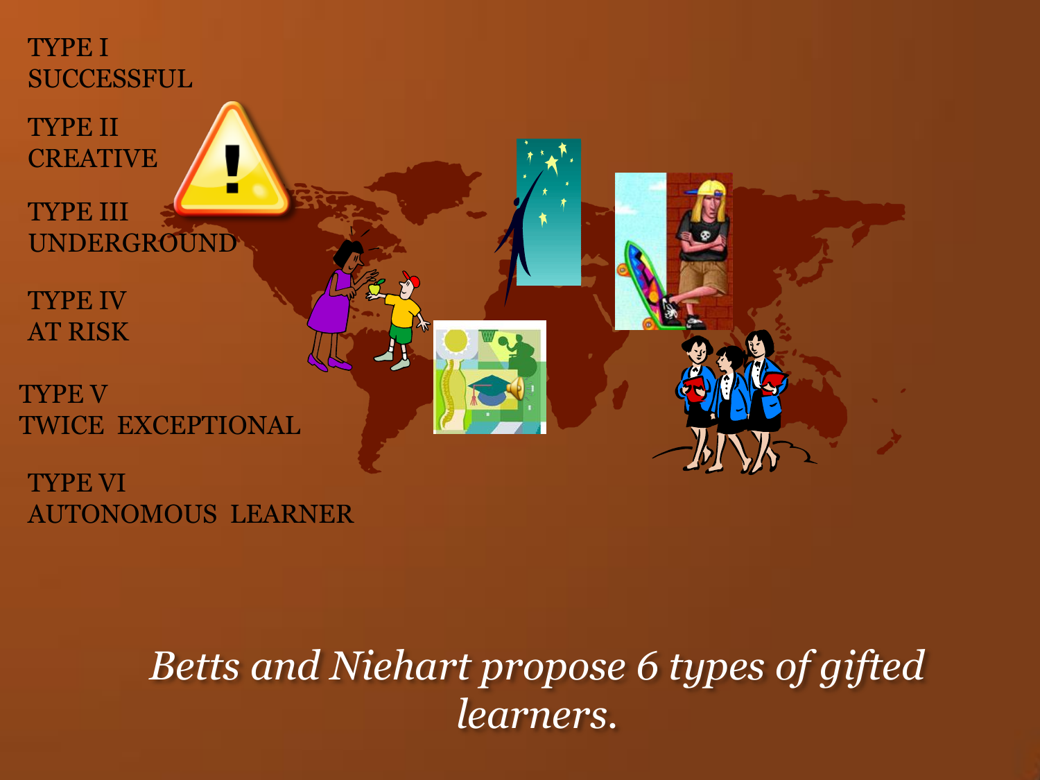TYPE I
SUCCESSFUL

TYPE II
CREATIVE

TYPE III
UNDERGROUND

TYPE IV
AT RISK

TYPE V
TWICE EXCEPTIONAL

TYPE VI
AUTONOMOUS LEARNER

*Betts and Niehart propose 6 types of gifted learners.*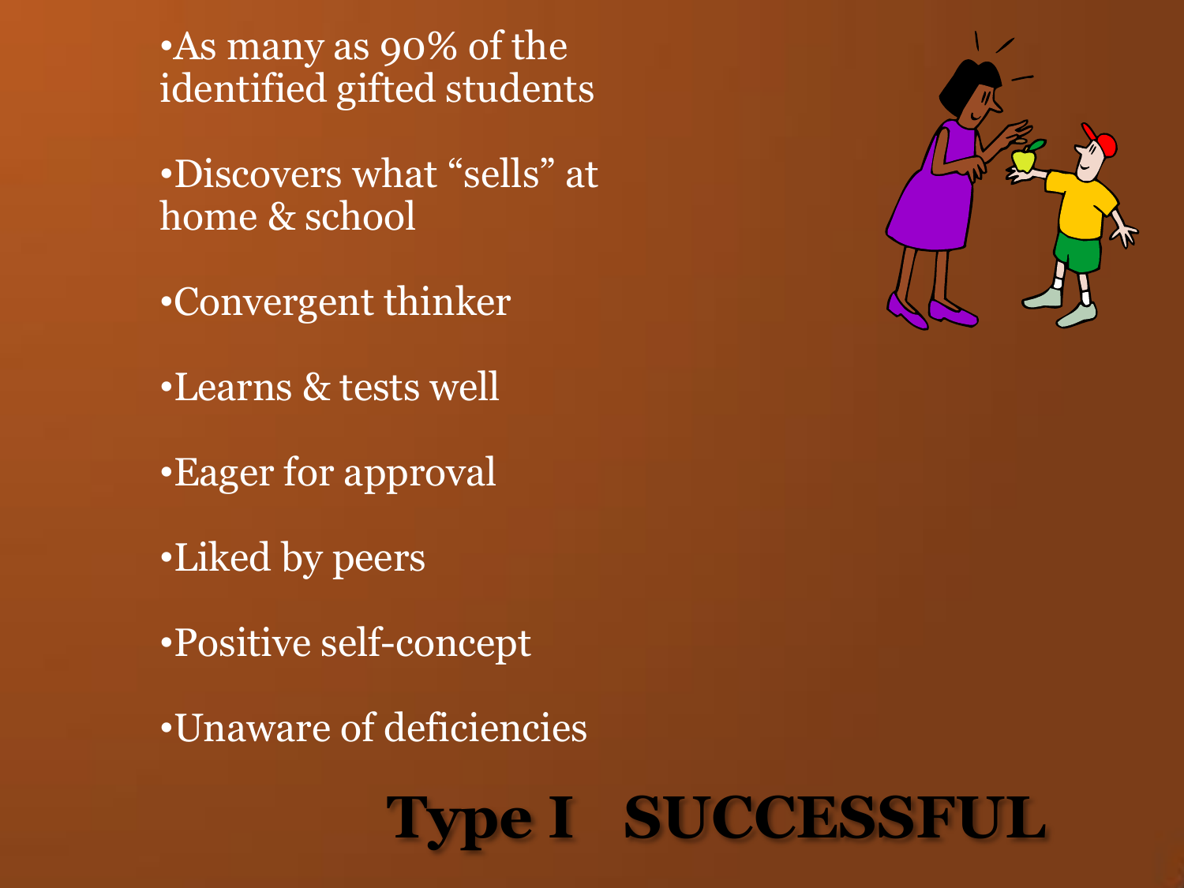# Type I SUCCESSFUL

- As many as 90% of the identified gifted students
- Discovers what "sells" at home & school
- Convergent thinker
- Learns & tests well
- Eager for approval
- Liked by peers
- Positive self-concept
- Unaware of deficiencies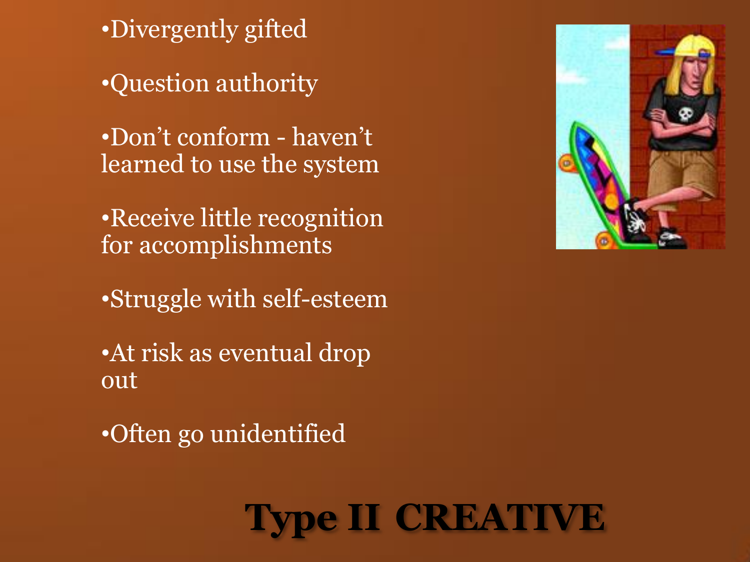# Type II CREATIVE

- Divergently gifted
- Question authority
- Don't conform - haven't learned to use the system
- Receive little recognition for accomplishments
- Struggle with self-esteem
- At risk as eventual drop out
- Often go unidentified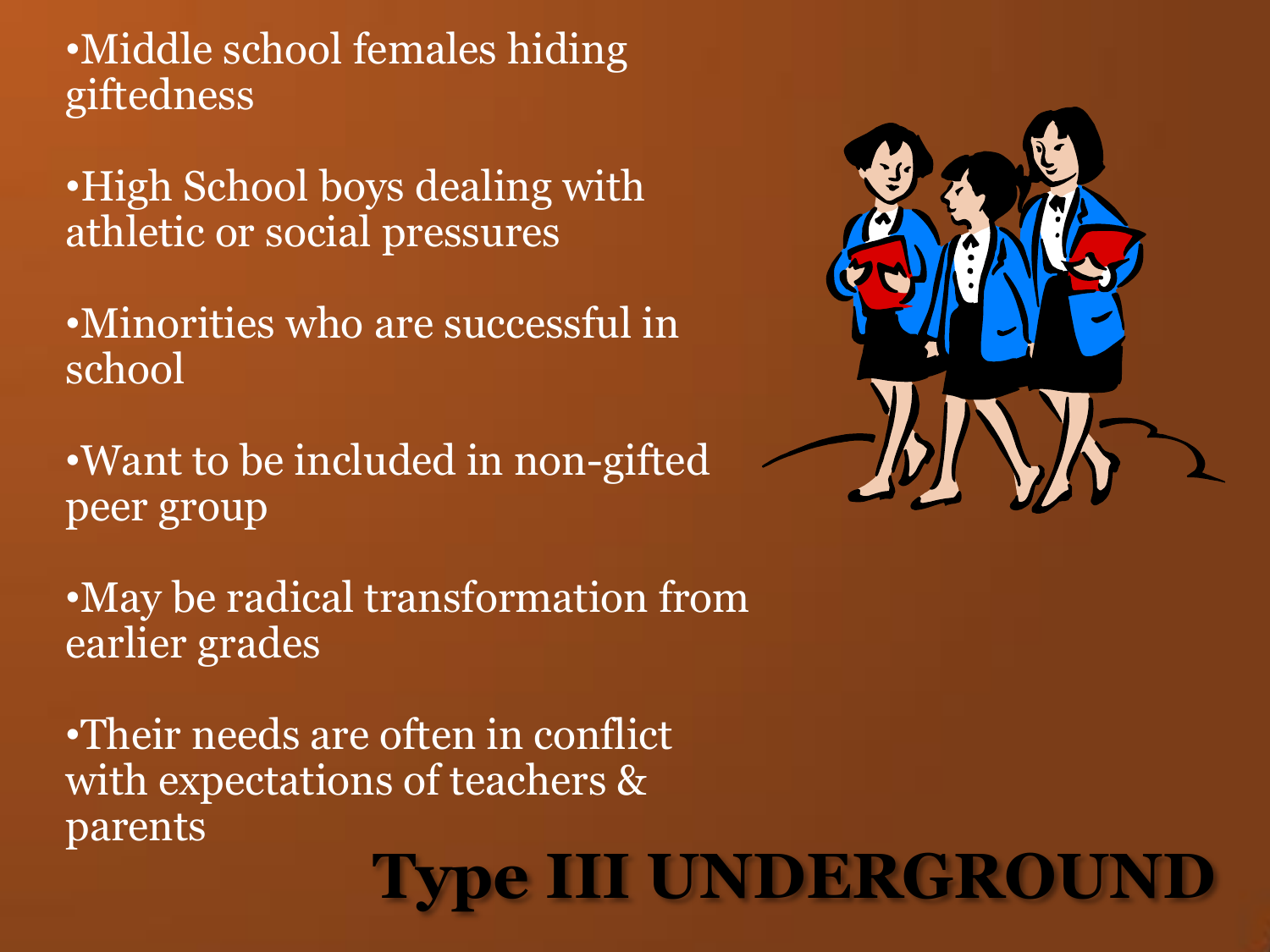- Middle school females hiding giftedness
- High School boys dealing with athletic or social pressures
- Minorities who are successful in school
- Want to be included in non-gifted peer group
- May be radical transformation from earlier grades
- Their needs are often in conflict with expectations of teachers & parents

# Type III UNDERGROUND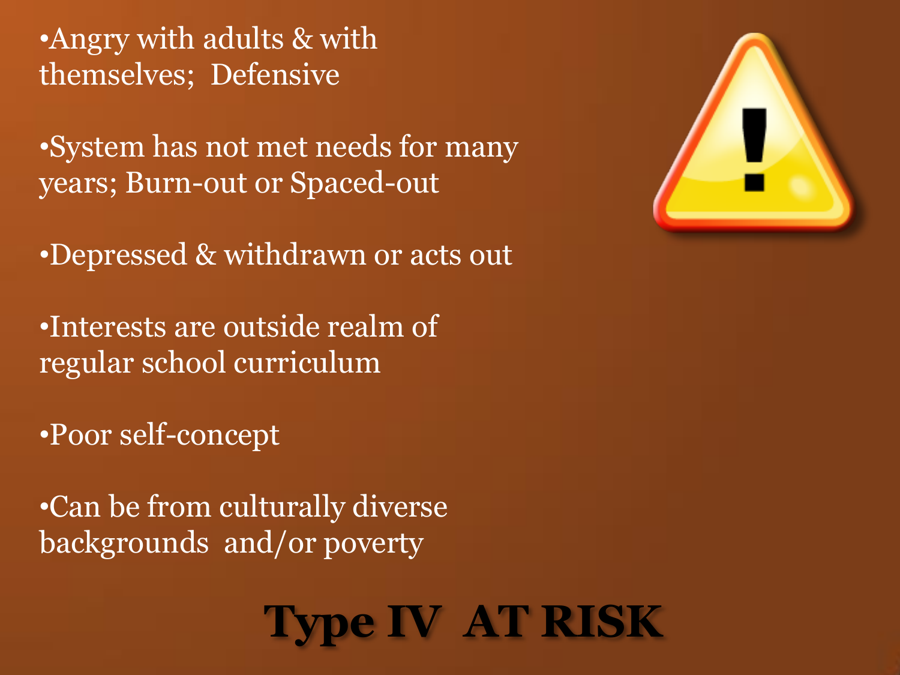- Angry with adults & with themselves; Defensive

- System has not met needs for many years; Burn-out or Spaced-out

- Depressed & withdrawn or acts out

- Interests are outside realm of regular school curriculum

- Poor self-concept

- Can be from culturally diverse backgrounds and/or poverty

# Type IV AT RISK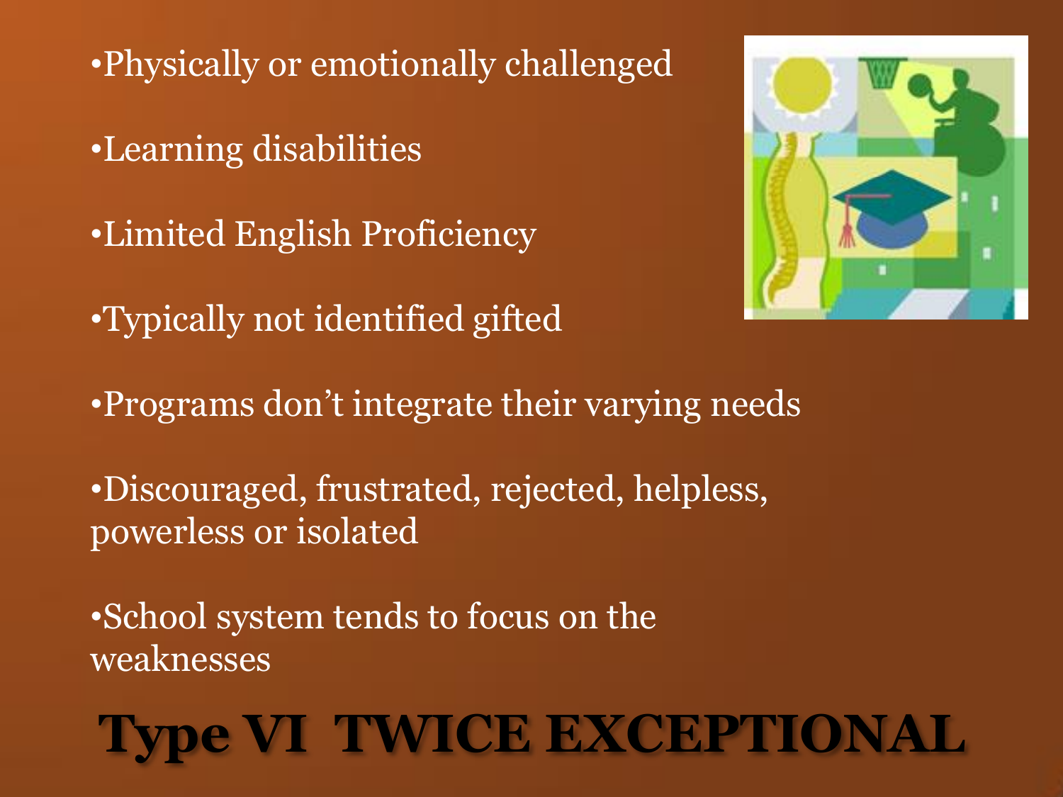- Physically or emotionally challenged
- Learning disabilities
- Limited English Proficiency
- Typically not identified gifted
- Programs don't integrate their varying needs
- Discouraged, frustrated, rejected, helpless, powerless or isolated
- School system tends to focus on the weaknesses

# Type VI TWICE EXCEPTIONAL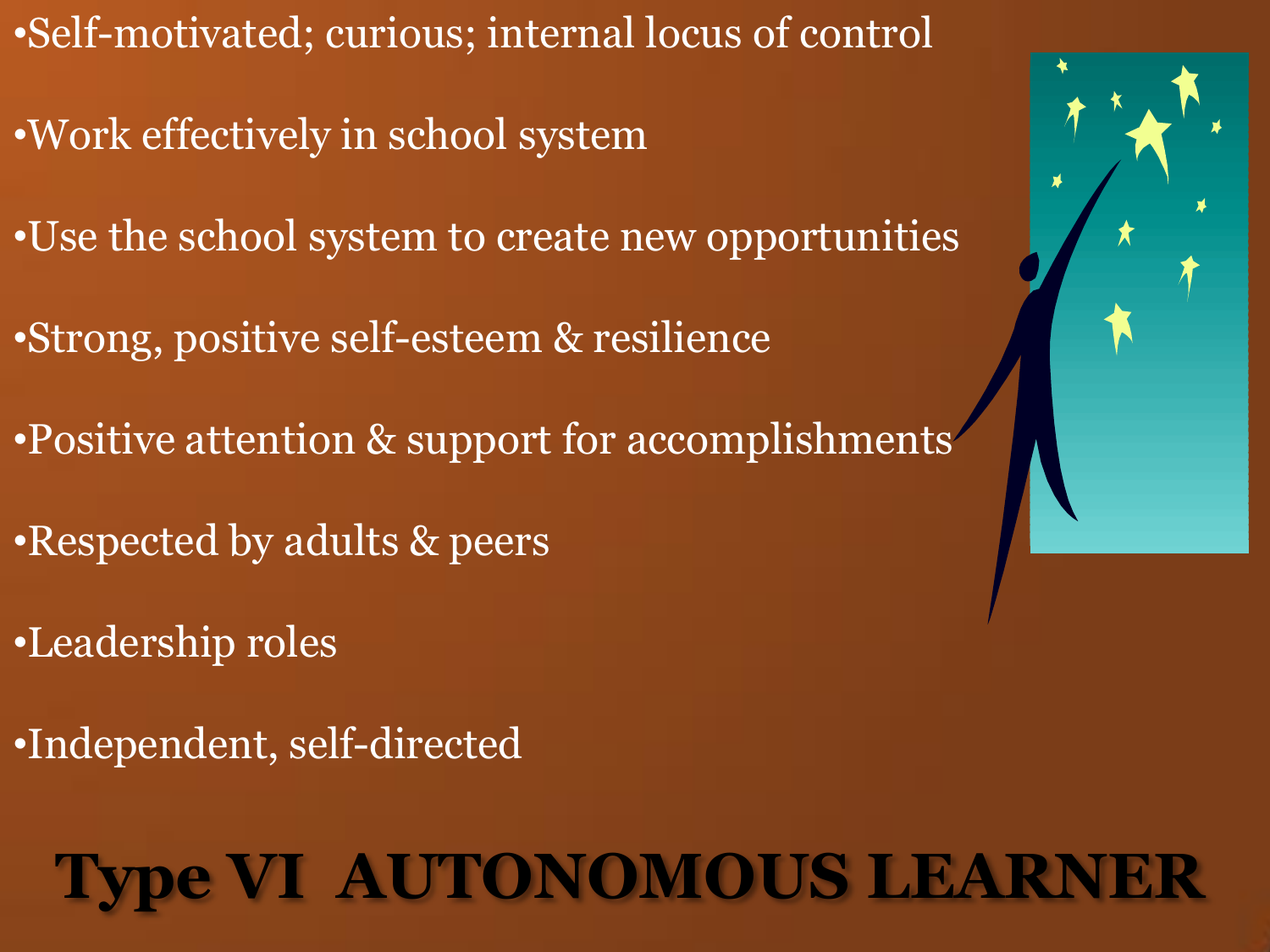- Self-motivated; curious; internal locus of control
- Work effectively in school system
- Use the school system to create new opportunities
- Strong, positive self-esteem & resilience
- Positive attention & support for accomplishments
- Respected by adults & peers
- Leadership roles
- Independent, self-directed

# Type VI AUTONOMOUS LEARNER